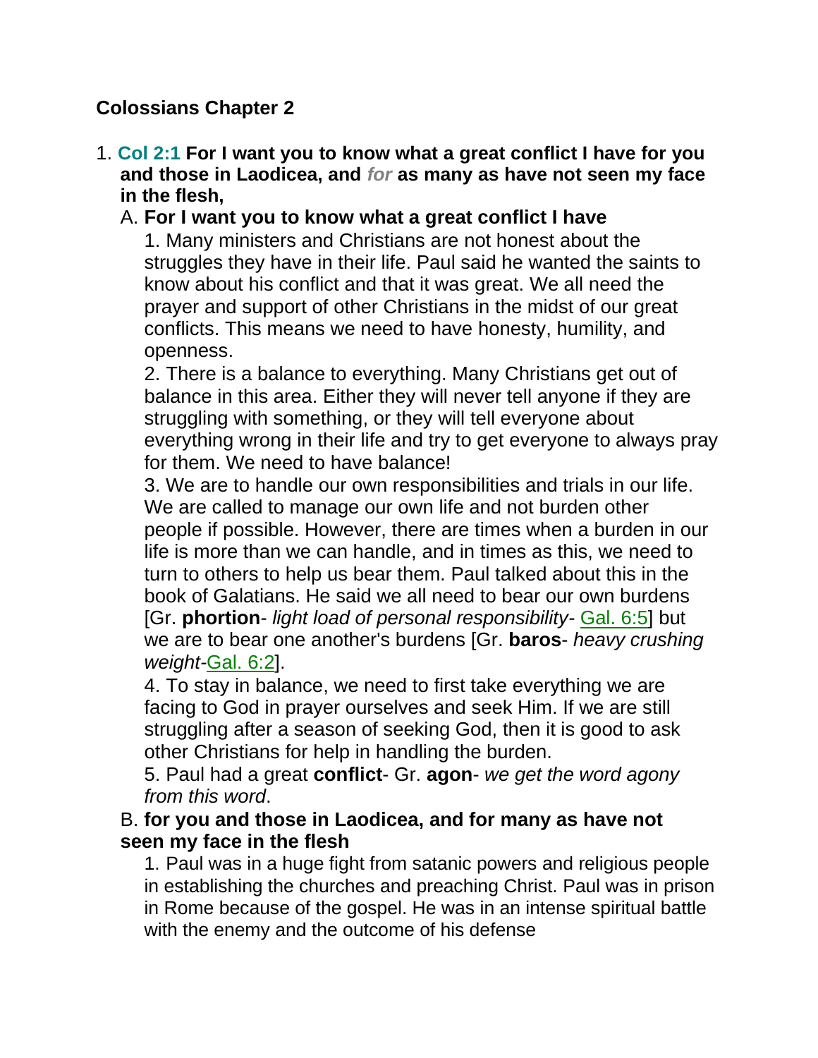## Colossians Chapter 2

1. **Col 2:1 For I want you to know what a great conflict I have for you and those in Laodicea, and** ***for*** **as many as have not seen my face in the flesh,**

   A. **For I want you to know what a great conflict I have**

      1. Many ministers and Christians are not honest about the struggles they have in their life. Paul said he wanted the saints to know about his conflict and that it was great. We all need the prayer and support of other Christians in the midst of our great conflicts. This means we need to have honesty, humility, and openness.

      2. There is a balance to everything. Many Christians get out of balance in this area. Either they will never tell anyone if they are struggling with something, or they will tell everyone about everything wrong in their life and try to get everyone to always pray for them. We need to have balance!

      3. We are to handle our own responsibilities and trials in our life. We are called to manage our own life and not burden other people if possible. However, there are times when a burden in our life is more than we can handle, and in times as this, we need to turn to others to help us bear them. Paul talked about this in the book of Galatians. He said we all need to bear our own burdens [Gr. **phortion**- *light load of personal responsibility*- Gal. 6:5] but we are to bear one another's burdens [Gr. **baros**- *heavy crushing weight*-Gal. 6:2].

      4. To stay in balance, we need to first take everything we are facing to God in prayer ourselves and seek Him. If we are still struggling after a season of seeking God, then it is good to ask other Christians for help in handling the burden.

      5. Paul had a great **conflict**- Gr. **agon**- *we get the word agony from this word*.

   B. **for you and those in Laodicea, and for many as have not seen my face in the flesh**

      1. Paul was in a huge fight from satanic powers and religious people in establishing the churches and preaching Christ. Paul was in prison in Rome because of the gospel. He was in an intense spiritual battle with the enemy and the outcome of his defense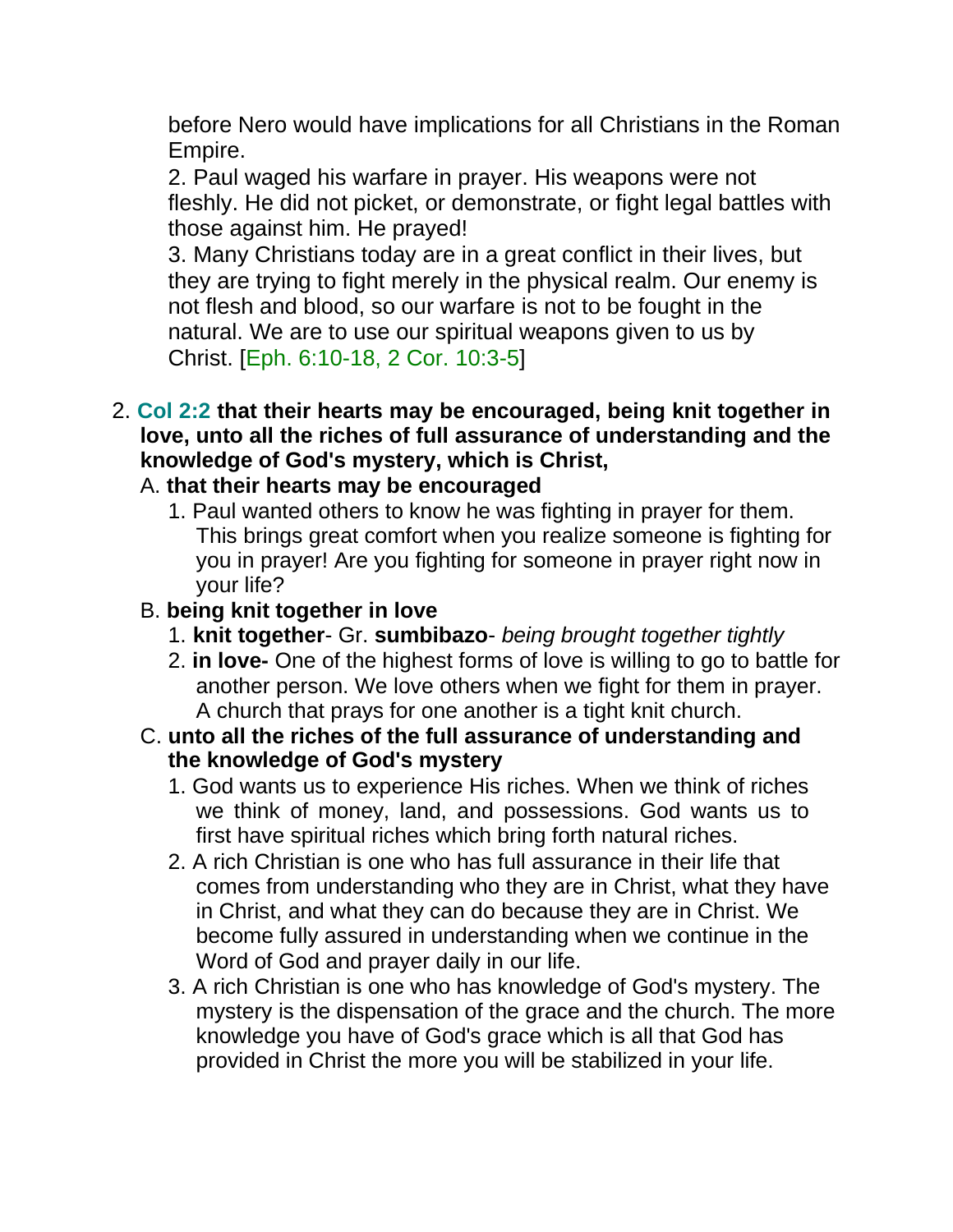before Nero would have implications for all Christians in the Roman Empire.

2. Paul waged his warfare in prayer. His weapons were not fleshly. He did not picket, or demonstrate, or fight legal battles with those against him. He prayed!

3. Many Christians today are in a great conflict in their lives, but they are trying to fight merely in the physical realm. Our enemy is not flesh and blood, so our warfare is not to be fought in the natural. We are to use our spiritual weapons given to us by Christ. [Eph. 6:10-18, 2 Cor. 10:3-5]

2. **Col 2:2 that their hearts may be encouraged, being knit together in love, unto all the riches of full assurance of understanding and the knowledge of God's mystery, which is Christ,**

   A. **that their hearts may be encouraged**

      1. Paul wanted others to know he was fighting in prayer for them. This brings great comfort when you realize someone is fighting for you in prayer! Are you fighting for someone in prayer right now in your life?

   B. **being knit together in love**

      1. **knit together**- Gr. **sumbibazo**- *being brought together tightly*

      2. **in love-** One of the highest forms of love is willing to go to battle for another person. We love others when we fight for them in prayer. A church that prays for one another is a tight knit church.

   C. **unto all the riches of the full assurance of understanding and the knowledge of God's mystery**

      1. God wants us to experience His riches. When we think of riches we think of money, land, and possessions. God wants us to first have spiritual riches which bring forth natural riches.

      2. A rich Christian is one who has full assurance in their life that comes from understanding who they are in Christ, what they have in Christ, and what they can do because they are in Christ. We become fully assured in understanding when we continue in the Word of God and prayer daily in our life.

      3. A rich Christian is one who has knowledge of God's mystery. The mystery is the dispensation of the grace and the church. The more knowledge you have of God's grace which is all that God has provided in Christ the more you will be stabilized in your life.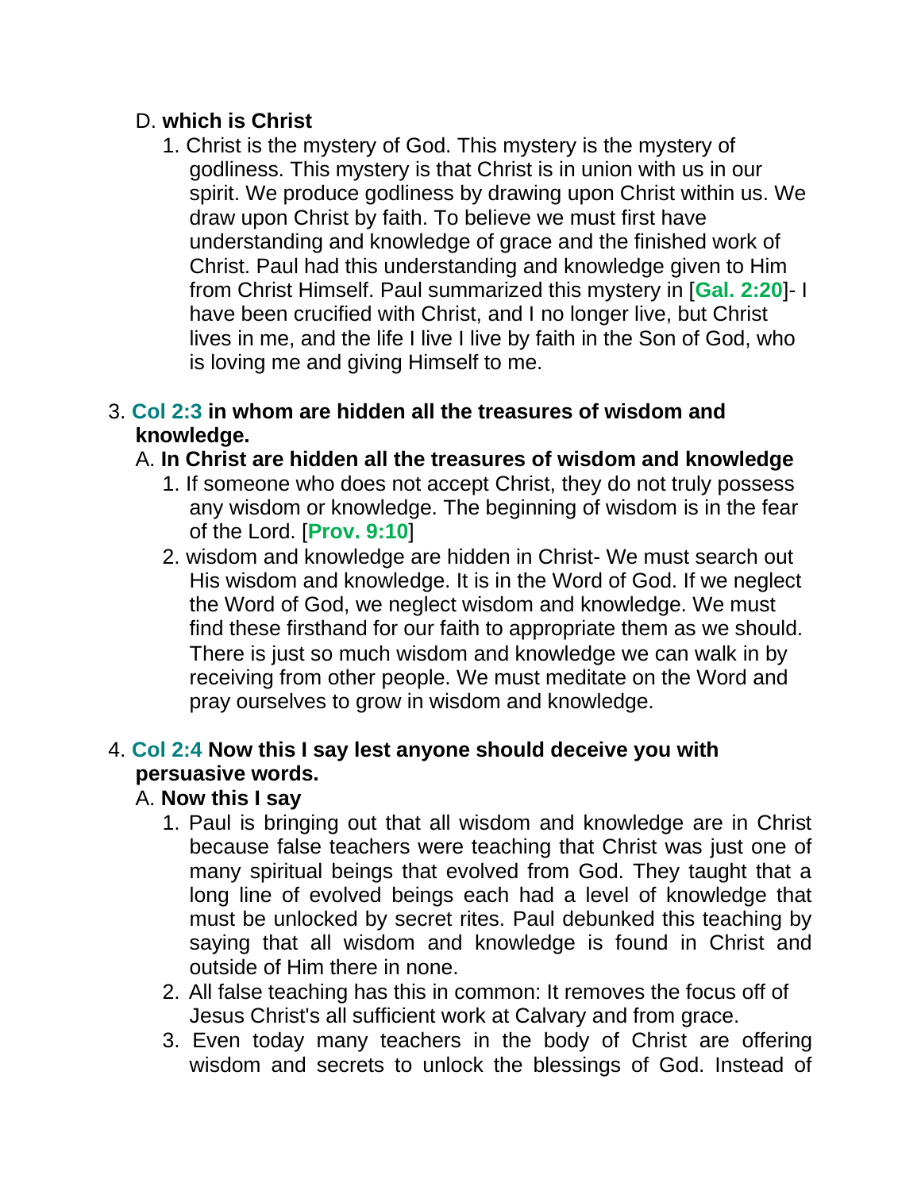D. **which is Christ**

1. Christ is the mystery of God. This mystery is the mystery of godliness. This mystery is that Christ is in union with us in our spirit. We produce godliness by drawing upon Christ within us. We draw upon Christ by faith. To believe we must first have understanding and knowledge of grace and the finished work of Christ. Paul had this understanding and knowledge given to Him from Christ Himself. Paul summarized this mystery in [**Gal. 2:20**]- I have been crucified with Christ, and I no longer live, but Christ lives in me, and the life I live I live by faith in the Son of God, who is loving me and giving Himself to me.

3. **Col 2:3 in whom are hidden all the treasures of wisdom and knowledge.**

A. **In Christ are hidden all the treasures of wisdom and knowledge**

1. If someone who does not accept Christ, they do not truly possess any wisdom or knowledge. The beginning of wisdom is in the fear of the Lord. [**Prov. 9:10**]
2. wisdom and knowledge are hidden in Christ- We must search out His wisdom and knowledge. It is in the Word of God. If we neglect the Word of God, we neglect wisdom and knowledge. We must find these firsthand for our faith to appropriate them as we should. There is just so much wisdom and knowledge we can walk in by receiving from other people. We must meditate on the Word and pray ourselves to grow in wisdom and knowledge.

4. **Col 2:4 Now this I say lest anyone should deceive you with persuasive words.**

A. **Now this I say**

1. Paul is bringing out that all wisdom and knowledge are in Christ because false teachers were teaching that Christ was just one of many spiritual beings that evolved from God. They taught that a long line of evolved beings each had a level of knowledge that must be unlocked by secret rites. Paul debunked this teaching by saying that all wisdom and knowledge is found in Christ and outside of Him there in none.
2. All false teaching has this in common: It removes the focus off of Jesus Christ's all sufficient work at Calvary and from grace.
3. Even today many teachers in the body of Christ are offering wisdom and secrets to unlock the blessings of God. Instead of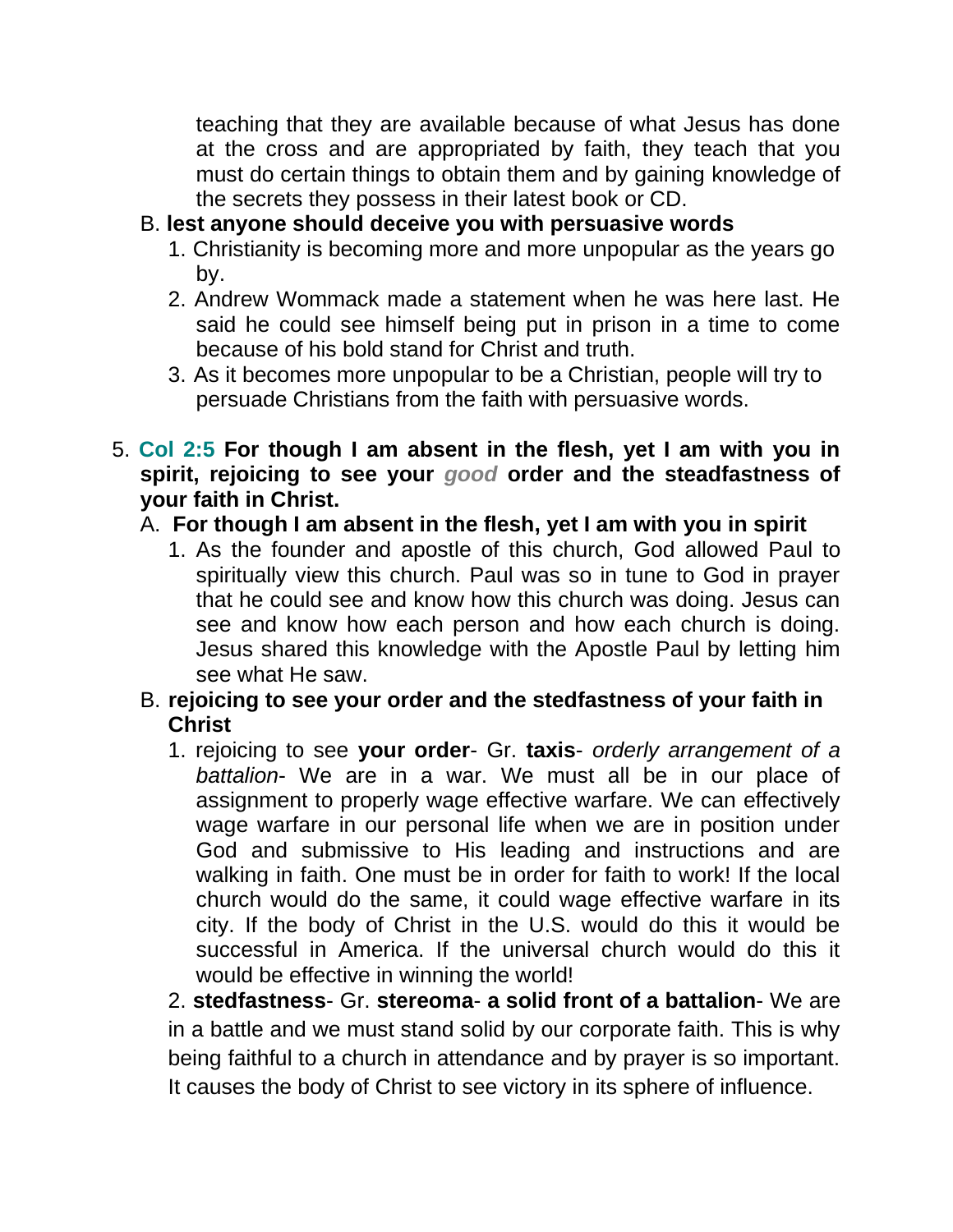teaching that they are available because of what Jesus has done at the cross and are appropriated by faith, they teach that you must do certain things to obtain them and by gaining knowledge of the secrets they possess in their latest book or CD.

B. **lest anyone should deceive you with persuasive words**

1. Christianity is becoming more and more unpopular as the years go by.
2. Andrew Wommack made a statement when he was here last. He said he could see himself being put in prison in a time to come because of his bold stand for Christ and truth.
3. As it becomes more unpopular to be a Christian, people will try to persuade Christians from the faith with persuasive words.

5. **Col 2:5 For though I am absent in the flesh, yet I am with you in spirit, rejoicing to see your *good* order and the steadfastness of your faith in Christ.**

A. **For though I am absent in the flesh, yet I am with you in spirit**

1. As the founder and apostle of this church, God allowed Paul to spiritually view this church. Paul was so in tune to God in prayer that he could see and know how this church was doing. Jesus can see and know how each person and how each church is doing. Jesus shared this knowledge with the Apostle Paul by letting him see what He saw.

B. **rejoicing to see your order and the stedfastness of your faith in Christ**

1. rejoicing to see **your order**- Gr. **taxis**- *orderly arrangement of a battalion*- We are in a war. We must all be in our place of assignment to properly wage effective warfare. We can effectively wage warfare in our personal life when we are in position under God and submissive to His leading and instructions and are walking in faith. One must be in order for faith to work! If the local church would do the same, it could wage effective warfare in its city. If the body of Christ in the U.S. would do this it would be successful in America. If the universal church would do this it would be effective in winning the world!
2. **stedfastness**- Gr. **stereoma**- **a solid front of a battalion**- We are in a battle and we must stand solid by our corporate faith. This is why being faithful to a church in attendance and by prayer is so important. It causes the body of Christ to see victory in its sphere of influence.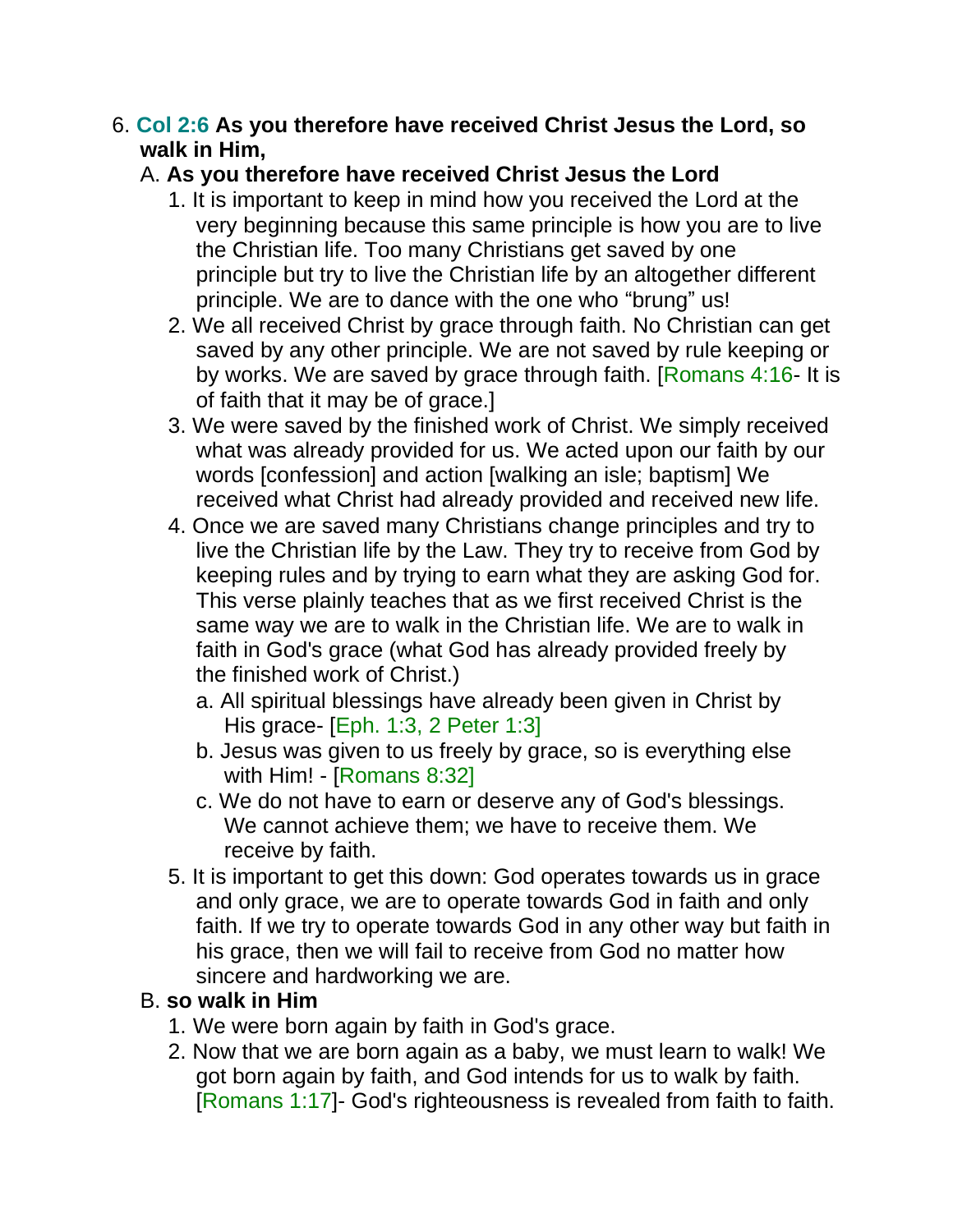6. **Col 2:6 As you therefore have received Christ Jesus the Lord, so walk in Him,**
   A. **As you therefore have received Christ Jesus the Lord**
      1. It is important to keep in mind how you received the Lord at the very beginning because this same principle is how you are to live the Christian life. Too many Christians get saved by one principle but try to live the Christian life by an altogether different principle. We are to dance with the one who “brung” us!
      2. We all received Christ by grace through faith. No Christian can get saved by any other principle. We are not saved by rule keeping or by works. We are saved by grace through faith. [Romans 4:16- It is of faith that it may be of grace.]
      3. We were saved by the finished work of Christ. We simply received what was already provided for us. We acted upon our faith by our words [confession] and action [walking an isle; baptism] We received what Christ had already provided and received new life.
      4. Once we are saved many Christians change principles and try to live the Christian life by the Law. They try to receive from God by keeping rules and by trying to earn what they are asking God for. This verse plainly teaches that as we first received Christ is the same way we are to walk in the Christian life. We are to walk in faith in God's grace (what God has already provided freely by the finished work of Christ.)
         a. All spiritual blessings have already been given in Christ by His grace- [Eph. 1:3, 2 Peter 1:3]
         b. Jesus was given to us freely by grace, so is everything else with Him! - [Romans 8:32]
         c. We do not have to earn or deserve any of God's blessings. We cannot achieve them; we have to receive them. We receive by faith.
      5. It is important to get this down: God operates towards us in grace and only grace, we are to operate towards God in faith and only faith. If we try to operate towards God in any other way but faith in his grace, then we will fail to receive from God no matter how sincere and hardworking we are.
   B. **so walk in Him**
      1. We were born again by faith in God's grace.
      2. Now that we are born again as a baby, we must learn to walk! We got born again by faith, and God intends for us to walk by faith. [Romans 1:17]- God's righteousness is revealed from faith to faith.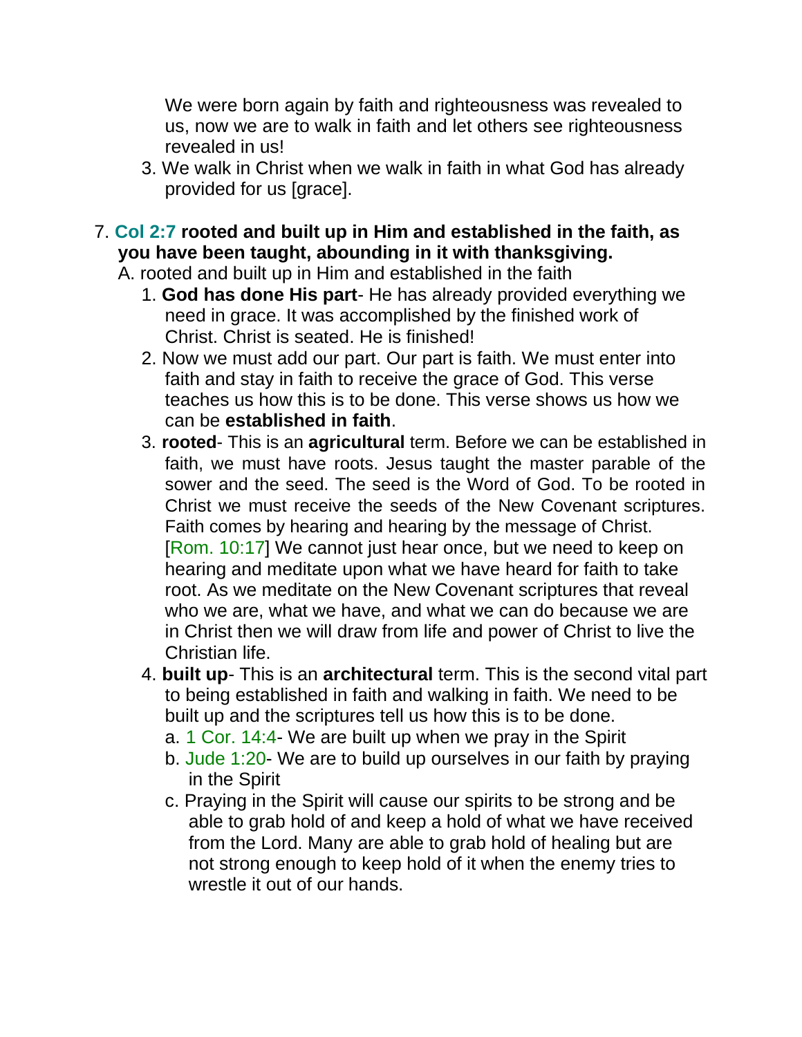We were born again by faith and righteousness was revealed to us, now we are to walk in faith and let others see righteousness revealed in us!

3. We walk in Christ when we walk in faith in what God has already provided for us [grace].

7. **Col 2:7 rooted and built up in Him and established in the faith, as you have been taught, abounding in it with thanksgiving.**

   A. rooted and built up in Him and established in the faith

   1. **God has done His part**- He has already provided everything we need in grace. It was accomplished by the finished work of Christ. Christ is seated. He is finished!
   2. Now we must add our part. Our part is faith. We must enter into faith and stay in faith to receive the grace of God. This verse teaches us how this is to be done. This verse shows us how we can be **established in faith**.
   3. **rooted**- This is an **agricultural** term. Before we can be established in faith, we must have roots. Jesus taught the master parable of the sower and the seed. The seed is the Word of God. To be rooted in Christ we must receive the seeds of the New Covenant scriptures. Faith comes by hearing and hearing by the message of Christ. [Rom. 10:17] We cannot just hear once, but we need to keep on hearing and meditate upon what we have heard for faith to take root. As we meditate on the New Covenant scriptures that reveal who we are, what we have, and what we can do because we are in Christ then we will draw from life and power of Christ to live the Christian life.
   4. **built up**- This is an **architectural** term. This is the second vital part to being established in faith and walking in faith. We need to be built up and the scriptures tell us how this is to be done.
      a. 1 Cor. 14:4- We are built up when we pray in the Spirit
      b. Jude 1:20- We are to build up ourselves in our faith by praying in the Spirit
      c. Praying in the Spirit will cause our spirits to be strong and be able to grab hold of and keep a hold of what we have received from the Lord. Many are able to grab hold of healing but are not strong enough to keep hold of it when the enemy tries to wrestle it out of our hands.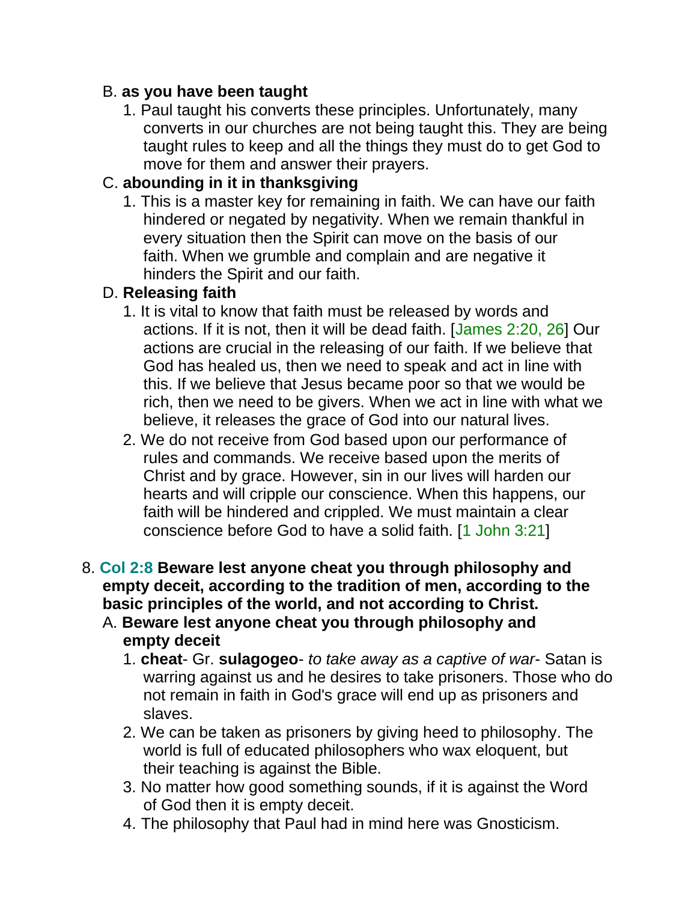B. **as you have been taught**

1. Paul taught his converts these principles. Unfortunately, many converts in our churches are not being taught this. They are being taught rules to keep and all the things they must do to get God to move for them and answer their prayers.

C. **abounding in it in thanksgiving**

1. This is a master key for remaining in faith. We can have our faith hindered or negated by negativity. When we remain thankful in every situation then the Spirit can move on the basis of our faith. When we grumble and complain and are negative it hinders the Spirit and our faith.

D. **Releasing faith**

1. It is vital to know that faith must be released by words and actions. If it is not, then it will be dead faith. [James 2:20, 26] Our actions are crucial in the releasing of our faith. If we believe that God has healed us, then we need to speak and act in line with this. If we believe that Jesus became poor so that we would be rich, then we need to be givers. When we act in line with what we believe, it releases the grace of God into our natural lives.
2. We do not receive from God based upon our performance of rules and commands. We receive based upon the merits of Christ and by grace. However, sin in our lives will harden our hearts and will cripple our conscience. When this happens, our faith will be hindered and crippled. We must maintain a clear conscience before God to have a solid faith. [1 John 3:21]

8. **Col 2:8 Beware lest anyone cheat you through philosophy and empty deceit, according to the tradition of men, according to the basic principles of the world, and not according to Christ.**

A. **Beware lest anyone cheat you through philosophy and empty deceit**

1. **cheat**- Gr. **sulagogeo**- *to take away as a captive of war*- Satan is warring against us and he desires to take prisoners. Those who do not remain in faith in God's grace will end up as prisoners and slaves.
2. We can be taken as prisoners by giving heed to philosophy. The world is full of educated philosophers who wax eloquent, but their teaching is against the Bible.
3. No matter how good something sounds, if it is against the Word of God then it is empty deceit.
4. The philosophy that Paul had in mind here was Gnosticism.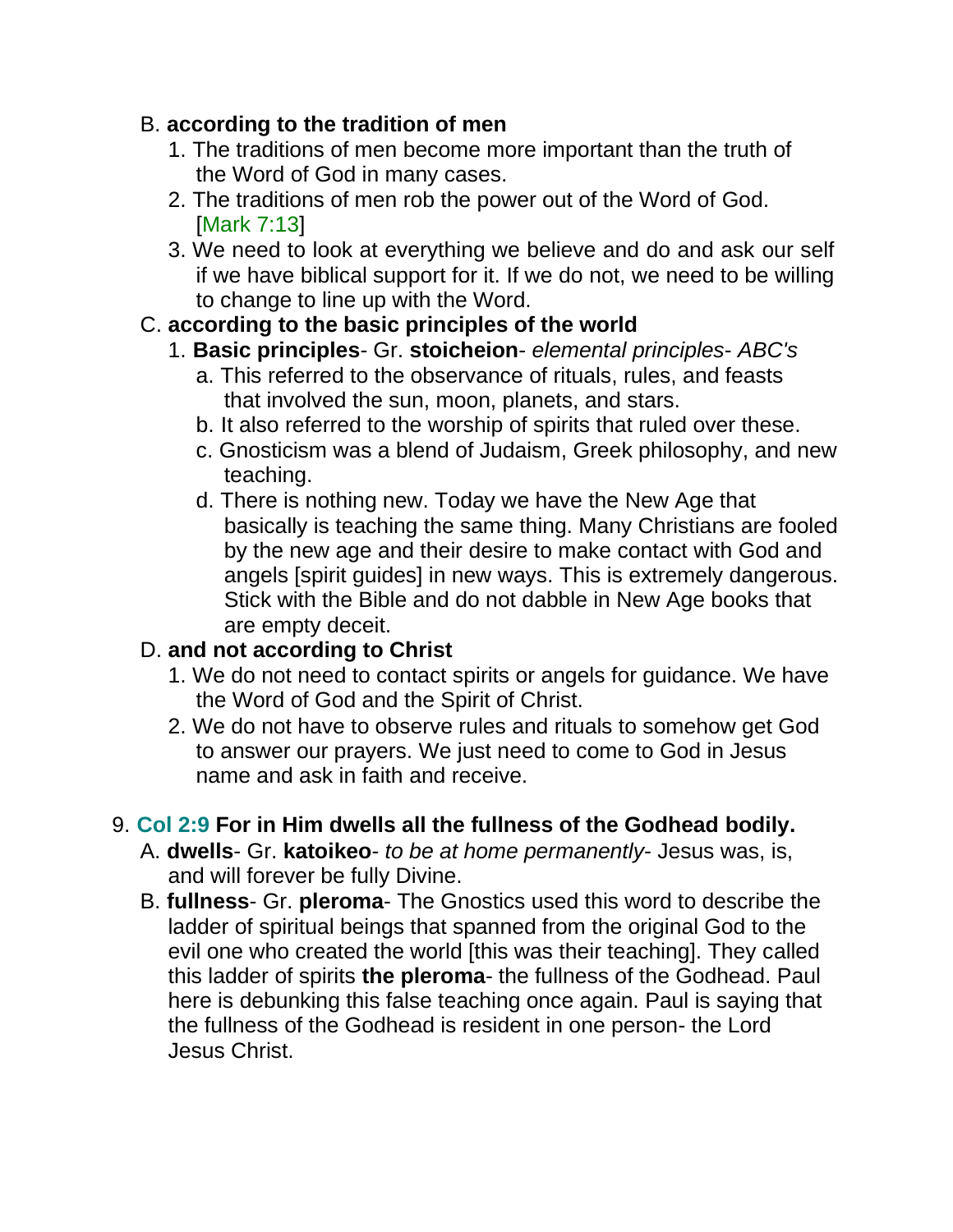B. **according to the tradition of men**

1. The traditions of men become more important than the truth of the Word of God in many cases.
2. The traditions of men rob the power out of the Word of God. [Mark 7:13]
3. We need to look at everything we believe and do and ask our self if we have biblical support for it. If we do not, we need to be willing to change to line up with the Word.

C. **according to the basic principles of the world**

1. **Basic principles**- Gr. **stoicheion**- *elemental principles- ABC's*
   a. This referred to the observance of rituals, rules, and feasts that involved the sun, moon, planets, and stars.
   b. It also referred to the worship of spirits that ruled over these.
   c. Gnosticism was a blend of Judaism, Greek philosophy, and new teaching.
   d. There is nothing new. Today we have the New Age that basically is teaching the same thing. Many Christians are fooled by the new age and their desire to make contact with God and angels [spirit guides] in new ways. This is extremely dangerous. Stick with the Bible and do not dabble in New Age books that are empty deceit.

D. **and not according to Christ**

1. We do not need to contact spirits or angels for guidance. We have the Word of God and the Spirit of Christ.
2. We do not have to observe rules and rituals to somehow get God to answer our prayers. We just need to come to God in Jesus name and ask in faith and receive.

9. **Col 2:9 For in Him dwells all the fullness of the Godhead bodily.**

A. **dwells**- Gr. **katoikeo**- *to be at home permanently*- Jesus was, is, and will forever be fully Divine.

B. **fullness**- Gr. **pleroma**- The Gnostics used this word to describe the ladder of spiritual beings that spanned from the original God to the evil one who created the world [this was their teaching]. They called this ladder of spirits **the pleroma**- the fullness of the Godhead. Paul here is debunking this false teaching once again. Paul is saying that the fullness of the Godhead is resident in one person- the Lord Jesus Christ.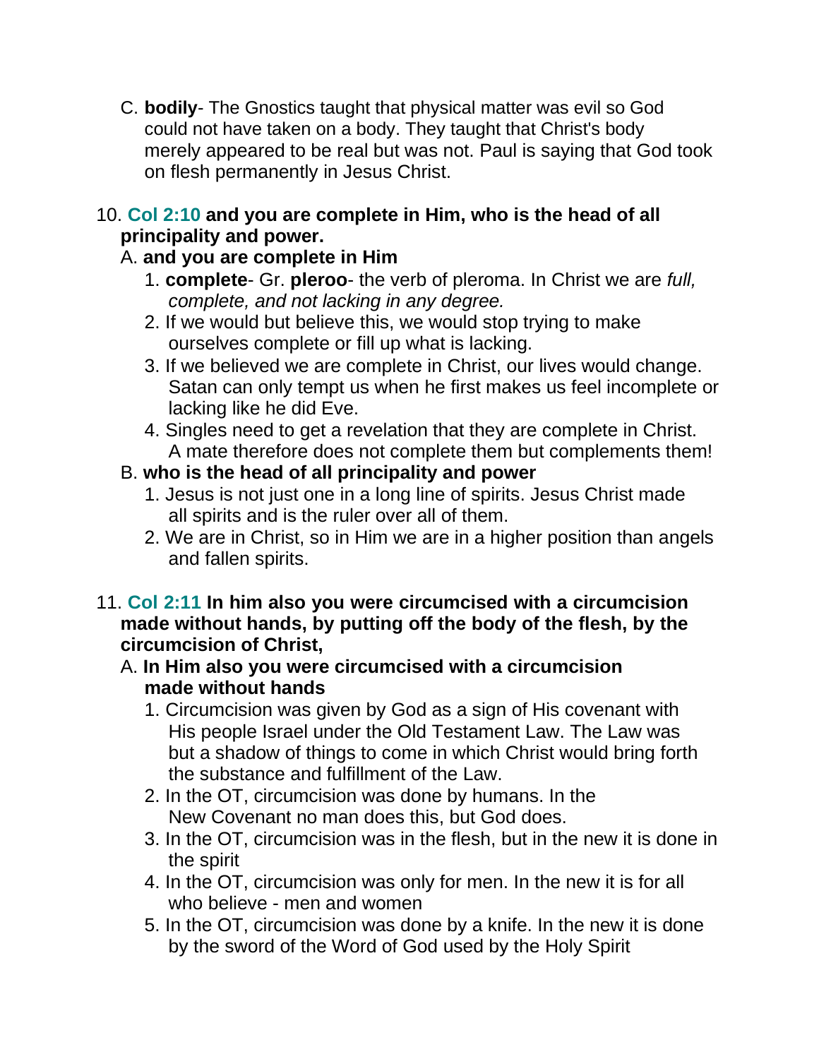C. **bodily**- The Gnostics taught that physical matter was evil so God could not have taken on a body. They taught that Christ's body merely appeared to be real but was not. Paul is saying that God took on flesh permanently in Jesus Christ.

10. **Col 2:10 and you are complete in Him, who is the head of all principality and power.**
   A. **and you are complete in Him**
      1. **complete**- Gr. **pleroo**- the verb of pleroma. In Christ we are *full, complete, and not lacking in any degree.*
      2. If we would but believe this, we would stop trying to make ourselves complete or fill up what is lacking.
      3. If we believed we are complete in Christ, our lives would change. Satan can only tempt us when he first makes us feel incomplete or lacking like he did Eve.
      4. Singles need to get a revelation that they are complete in Christ. A mate therefore does not complete them but complements them!
   B. **who is the head of all principality and power**
      1. Jesus is not just one in a long line of spirits. Jesus Christ made all spirits and is the ruler over all of them.
      2. We are in Christ, so in Him we are in a higher position than angels and fallen spirits.

11. **Col 2:11 In him also you were circumcised with a circumcision made without hands, by putting off the body of the flesh, by the circumcision of Christ,**
   A. **In Him also you were circumcised with a circumcision made without hands**
      1. Circumcision was given by God as a sign of His covenant with His people Israel under the Old Testament Law. The Law was but a shadow of things to come in which Christ would bring forth the substance and fulfillment of the Law.
      2. In the OT, circumcision was done by humans. In the New Covenant no man does this, but God does.
      3. In the OT, circumcision was in the flesh, but in the new it is done in the spirit
      4. In the OT, circumcision was only for men. In the new it is for all who believe - men and women
      5. In the OT, circumcision was done by a knife. In the new it is done by the sword of the Word of God used by the Holy Spirit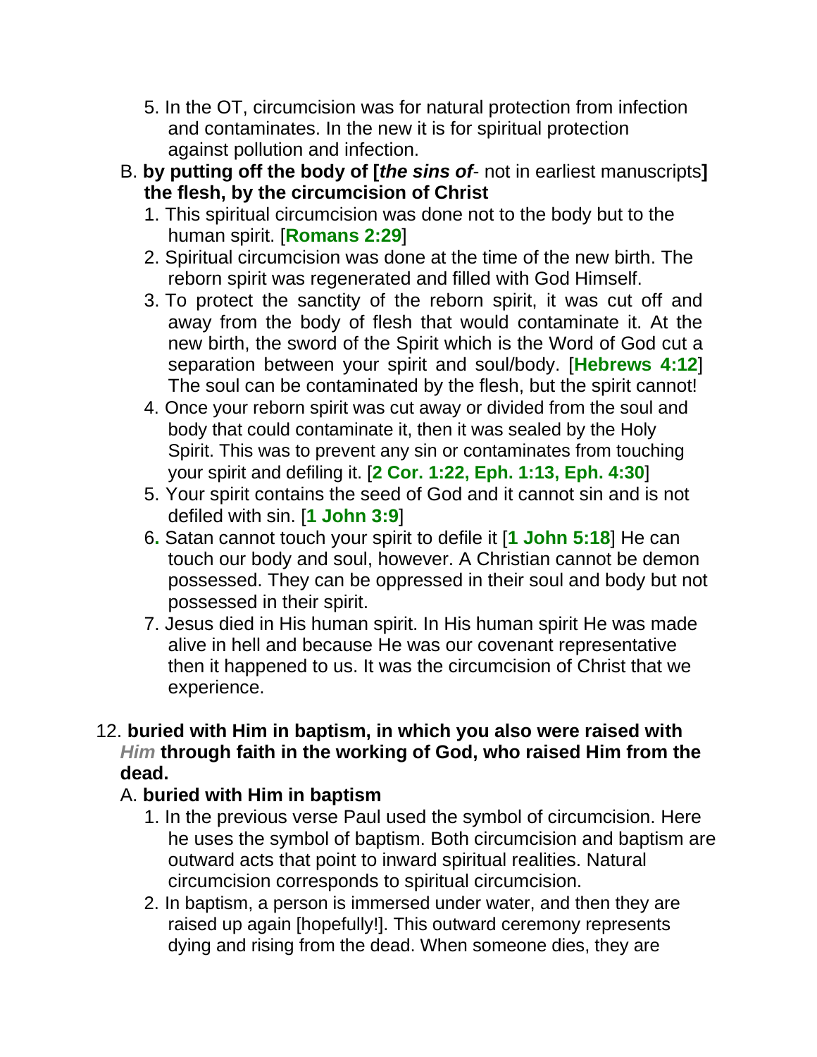5. In the OT, circumcision was for natural protection from infection and contaminates. In the new it is for spiritual protection against pollution and infection.

B. **by putting off the body of [*the sins of*- not in earliest manuscripts] the flesh, by the circumcision of Christ**

1. This spiritual circumcision was done not to the body but to the human spirit. [**Romans 2:29**]
2. Spiritual circumcision was done at the time of the new birth. The reborn spirit was regenerated and filled with God Himself.
3. To protect the sanctity of the reborn spirit, it was cut off and away from the body of flesh that would contaminate it. At the new birth, the sword of the Spirit which is the Word of God cut a separation between your spirit and soul/body. [**Hebrews 4:12**] The soul can be contaminated by the flesh, but the spirit cannot!
4. Once your reborn spirit was cut away or divided from the soul and body that could contaminate it, then it was sealed by the Holy Spirit. This was to prevent any sin or contaminates from touching your spirit and defiling it. [**2 Cor. 1:22, Eph. 1:13, Eph. 4:30**]
5. Your spirit contains the seed of God and it cannot sin and is not defiled with sin. [**1 John 3:9**]
6. Satan cannot touch your spirit to defile it [**1 John 5:18**] He can touch our body and soul, however. A Christian cannot be demon possessed. They can be oppressed in their soul and body but not possessed in their spirit.
7. Jesus died in His human spirit. In His human spirit He was made alive in hell and because He was our covenant representative then it happened to us. It was the circumcision of Christ that we experience.

12. **buried with Him in baptism, in which you also were raised with *Him* through faith in the working of God, who raised Him from the dead.**

A. **buried with Him in baptism**

1. In the previous verse Paul used the symbol of circumcision. Here he uses the symbol of baptism. Both circumcision and baptism are outward acts that point to inward spiritual realities. Natural circumcision corresponds to spiritual circumcision.
2. In baptism, a person is immersed under water, and then they are raised up again [hopefully!]. This outward ceremony represents dying and rising from the dead. When someone dies, they are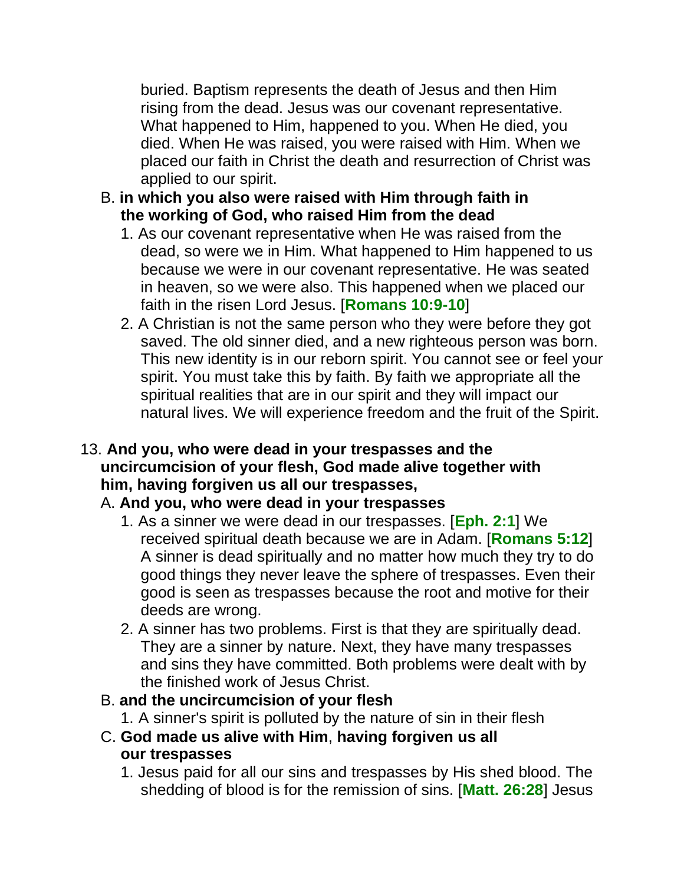buried. Baptism represents the death of Jesus and then Him rising from the dead. Jesus was our covenant representative. What happened to Him, happened to you. When He died, you died. When He was raised, you were raised with Him. When we placed our faith in Christ the death and resurrection of Christ was applied to our spirit.

B. **in which you also were raised with Him through faith in the working of God, who raised Him from the dead**

1. As our covenant representative when He was raised from the dead, so were we in Him. What happened to Him happened to us because we were in our covenant representative. He was seated in heaven, so we were also. This happened when we placed our faith in the risen Lord Jesus. [**Romans 10:9-10**]
2. A Christian is not the same person who they were before they got saved. The old sinner died, and a new righteous person was born. This new identity is in our reborn spirit. You cannot see or feel your spirit. You must take this by faith. By faith we appropriate all the spiritual realities that are in our spirit and they will impact our natural lives. We will experience freedom and the fruit of the Spirit.

13. **And you, who were dead in your trespasses and the uncircumcision of your flesh, God made alive together with him, having forgiven us all our trespasses,**

A. **And you, who were dead in your trespasses**

1. As a sinner we were dead in our trespasses. [**Eph. 2:1**] We received spiritual death because we are in Adam. [**Romans 5:12**] A sinner is dead spiritually and no matter how much they try to do good things they never leave the sphere of trespasses. Even their good is seen as trespasses because the root and motive for their deeds are wrong.
2. A sinner has two problems. First is that they are spiritually dead. They are a sinner by nature. Next, they have many trespasses and sins they have committed. Both problems were dealt with by the finished work of Jesus Christ.

B. **and the uncircumcision of your flesh**

1. A sinner's spirit is polluted by the nature of sin in their flesh

C. **God made us alive with Him**, **having forgiven us all our trespasses**

1. Jesus paid for all our sins and trespasses by His shed blood. The shedding of blood is for the remission of sins. [**Matt. 26:28**] Jesus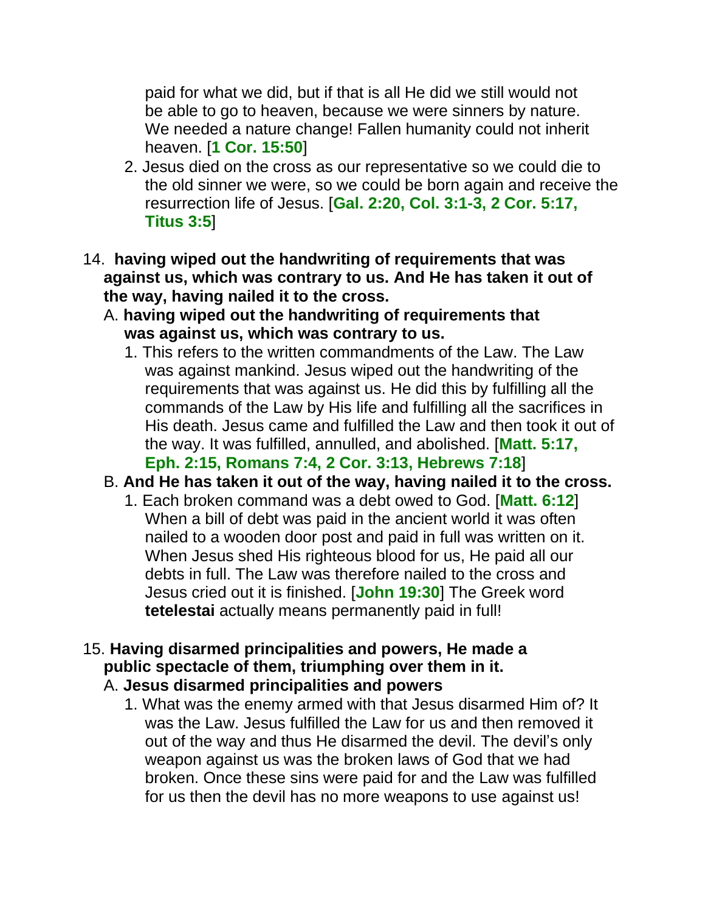paid for what we did, but if that is all He did we still would not be able to go to heaven, because we were sinners by nature. We needed a nature change! Fallen humanity could not inherit heaven. [**1 Cor. 15:50**]

2. Jesus died on the cross as our representative so we could die to the old sinner we were, so we could be born again and receive the resurrection life of Jesus. [**Gal. 2:20, Col. 3:1-3, 2 Cor. 5:17, Titus 3:5**]

14. **having wiped out the handwriting of requirements that was against us, which was contrary to us. And He has taken it out of the way, having nailed it to the cross.**

   A. **having wiped out the handwriting of requirements that was against us, which was contrary to us.**

      1. This refers to the written commandments of the Law. The Law was against mankind. Jesus wiped out the handwriting of the requirements that was against us. He did this by fulfilling all the commands of the Law by His life and fulfilling all the sacrifices in His death. Jesus came and fulfilled the Law and then took it out of the way. It was fulfilled, annulled, and abolished. [**Matt. 5:17, Eph. 2:15, Romans 7:4, 2 Cor. 3:13, Hebrews 7:18**]

   B. **And He has taken it out of the way, having nailed it to the cross.**

      1. Each broken command was a debt owed to God. [**Matt. 6:12**] When a bill of debt was paid in the ancient world it was often nailed to a wooden door post and paid in full was written on it. When Jesus shed His righteous blood for us, He paid all our debts in full. The Law was therefore nailed to the cross and Jesus cried out it is finished. [**John 19:30**] The Greek word **tetelestai** actually means permanently paid in full!

15. **Having disarmed principalities and powers, He made a public spectacle of them, triumphing over them in it.**

   A. **Jesus disarmed principalities and powers**

      1. What was the enemy armed with that Jesus disarmed Him of? It was the Law. Jesus fulfilled the Law for us and then removed it out of the way and thus He disarmed the devil. The devil's only weapon against us was the broken laws of God that we had broken. Once these sins were paid for and the Law was fulfilled for us then the devil has no more weapons to use against us!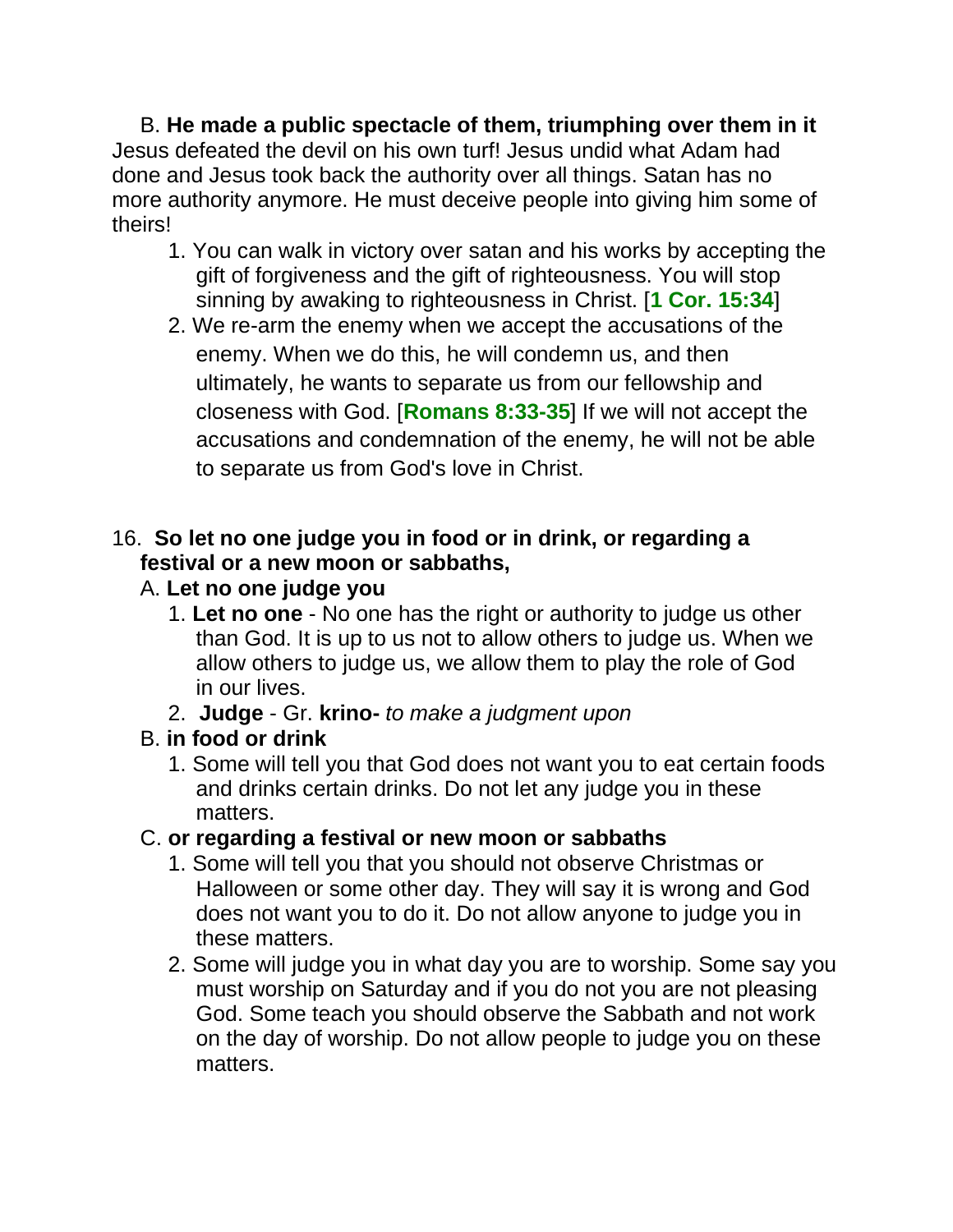B. **He made a public spectacle of them, triumphing over them in it** Jesus defeated the devil on his own turf! Jesus undid what Adam had done and Jesus took back the authority over all things. Satan has no more authority anymore. He must deceive people into giving him some of theirs!

1. You can walk in victory over satan and his works by accepting the gift of forgiveness and the gift of righteousness. You will stop sinning by awaking to righteousness in Christ. [**1 Cor. 15:34**]
2. We re-arm the enemy when we accept the accusations of the enemy. When we do this, he will condemn us, and then ultimately, he wants to separate us from our fellowship and closeness with God. [**Romans 8:33-35**] If we will not accept the accusations and condemnation of the enemy, he will not be able to separate us from God's love in Christ.

16. **So let no one judge you in food or in drink, or regarding a festival or a new moon or sabbaths,**

A. **Let no one judge you**

1. **Let no one** - No one has the right or authority to judge us other than God. It is up to us not to allow others to judge us. When we allow others to judge us, we allow them to play the role of God in our lives.
2. **Judge** - Gr. **krino-** *to make a judgment upon*

B. **in food or drink**

1. Some will tell you that God does not want you to eat certain foods and drinks certain drinks. Do not let any judge you in these matters.

C. **or regarding a festival or new moon or sabbaths**

1. Some will tell you that you should not observe Christmas or Halloween or some other day. They will say it is wrong and God does not want you to do it. Do not allow anyone to judge you in these matters.
2. Some will judge you in what day you are to worship. Some say you must worship on Saturday and if you do not you are not pleasing God. Some teach you should observe the Sabbath and not work on the day of worship. Do not allow people to judge you on these matters.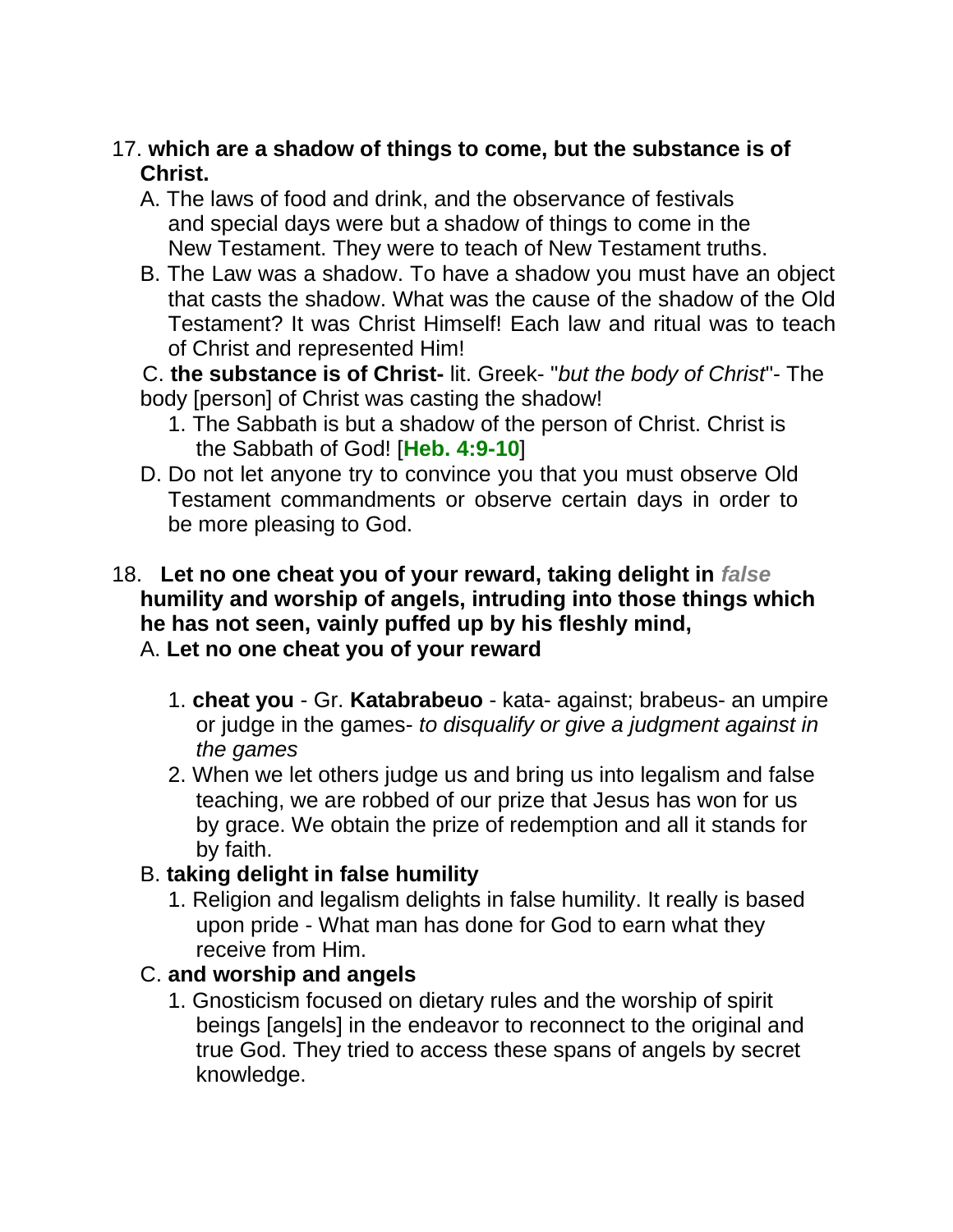17. **which are a shadow of things to come, but the substance is of Christ.**

   A. The laws of food and drink, and the observance of festivals and special days were but a shadow of things to come in the New Testament. They were to teach of New Testament truths.

   B. The Law was a shadow. To have a shadow you must have an object that casts the shadow. What was the cause of the shadow of the Old Testament? It was Christ Himself! Each law and ritual was to teach of Christ and represented Him!

   C. **the substance is of Christ-** lit. Greek- "*but the body of Christ*"- The body [person] of Christ was casting the shadow!

      1. The Sabbath is but a shadow of the person of Christ. Christ is the Sabbath of God! [**Heb. 4:9-10**]

   D. Do not let anyone try to convince you that you must observe Old Testament commandments or observe certain days in order to be more pleasing to God.

18. **Let no one cheat you of your reward, taking delight in *false* humility and worship of angels, intruding into those things which he has not seen, vainly puffed up by his fleshly mind,**

   A. **Let no one cheat you of your reward**

      1. **cheat you** - Gr. **Katabrabeuo** - kata- against; brabeus- an umpire or judge in the games- *to disqualify or give a judgment against in the games*

      2. When we let others judge us and bring us into legalism and false teaching, we are robbed of our prize that Jesus has won for us by grace. We obtain the prize of redemption and all it stands for by faith.

   B. **taking delight in false humility**

      1. Religion and legalism delights in false humility. It really is based upon pride - What man has done for God to earn what they receive from Him.

   C. **and worship and angels**

      1. Gnosticism focused on dietary rules and the worship of spirit beings [angels] in the endeavor to reconnect to the original and true God. They tried to access these spans of angels by secret knowledge.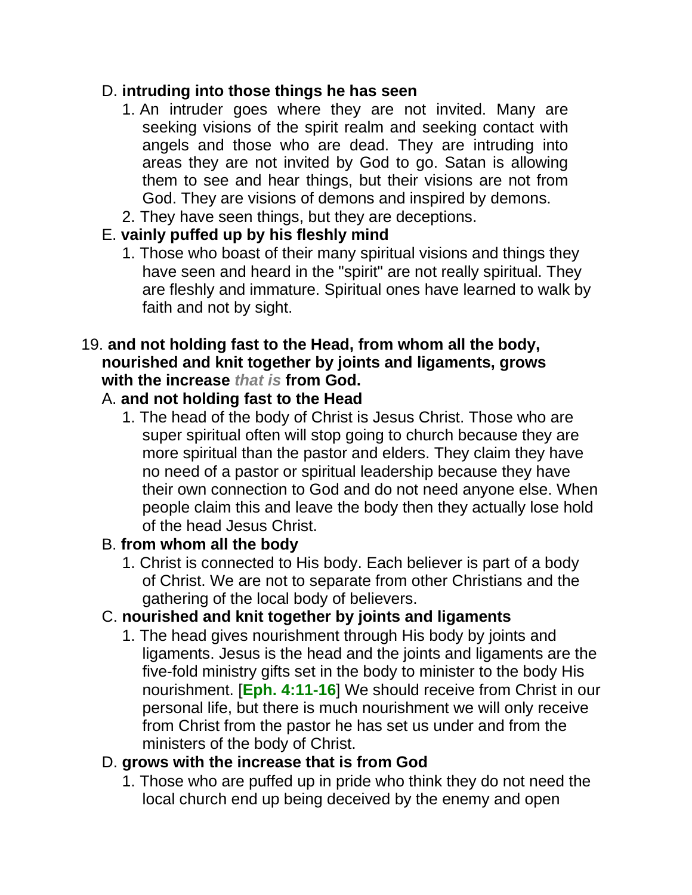D. **intruding into those things he has seen**

1. An intruder goes where they are not invited. Many are seeking visions of the spirit realm and seeking contact with angels and those who are dead. They are intruding into areas they are not invited by God to go. Satan is allowing them to see and hear things, but their visions are not from God. They are visions of demons and inspired by demons.
2. They have seen things, but they are deceptions.

E. **vainly puffed up by his fleshly mind**

1. Those who boast of their many spiritual visions and things they have seen and heard in the "spirit" are not really spiritual. They are fleshly and immature. Spiritual ones have learned to walk by faith and not by sight.

19. **and not holding fast to the Head, from whom all the body, nourished and knit together by joints and ligaments, grows with the increase *that is* from God.**

A. **and not holding fast to the Head**

1. The head of the body of Christ is Jesus Christ. Those who are super spiritual often will stop going to church because they are more spiritual than the pastor and elders. They claim they have no need of a pastor or spiritual leadership because they have their own connection to God and do not need anyone else. When people claim this and leave the body then they actually lose hold of the head Jesus Christ.

B. **from whom all the body**

1. Christ is connected to His body. Each believer is part of a body of Christ. We are not to separate from other Christians and the gathering of the local body of believers.

C. **nourished and knit together by joints and ligaments**

1. The head gives nourishment through His body by joints and ligaments. Jesus is the head and the joints and ligaments are the five-fold ministry gifts set in the body to minister to the body His nourishment. [**Eph. 4:11-16**] We should receive from Christ in our personal life, but there is much nourishment we will only receive from Christ from the pastor he has set us under and from the ministers of the body of Christ.

D. **grows with the increase that is from God**

1. Those who are puffed up in pride who think they do not need the local church end up being deceived by the enemy and open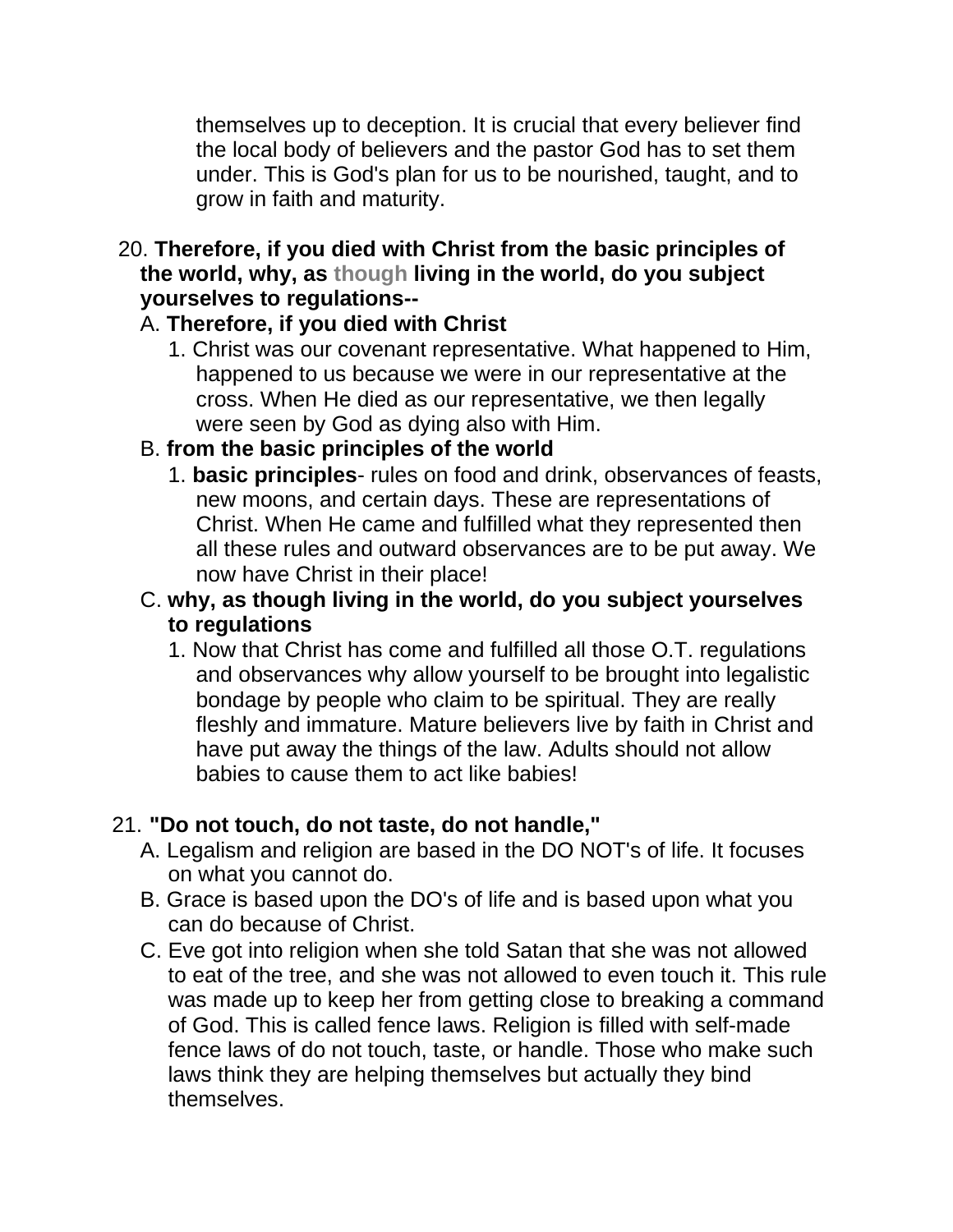themselves up to deception. It is crucial that every believer find the local body of believers and the pastor God has to set them under. This is God's plan for us to be nourished, taught, and to grow in faith and maturity.

20. **Therefore, if you died with Christ from the basic principles of the world, why, as though living in the world, do you subject yourselves to regulations--**

   A. **Therefore, if you died with Christ**

      1. Christ was our covenant representative. What happened to Him, happened to us because we were in our representative at the cross. When He died as our representative, we then legally were seen by God as dying also with Him.

   B. **from the basic principles of the world**

      1. **basic principles**- rules on food and drink, observances of feasts, new moons, and certain days. These are representations of Christ. When He came and fulfilled what they represented then all these rules and outward observances are to be put away. We now have Christ in their place!

   C. **why, as though living in the world, do you subject yourselves to regulations**

      1. Now that Christ has come and fulfilled all those O.T. regulations and observances why allow yourself to be brought into legalistic bondage by people who claim to be spiritual. They are really fleshly and immature. Mature believers live by faith in Christ and have put away the things of the law. Adults should not allow babies to cause them to act like babies!

21. **"Do not touch, do not taste, do not handle,"**

   A. Legalism and religion are based in the DO NOT's of life. It focuses on what you cannot do.

   B. Grace is based upon the DO's of life and is based upon what you can do because of Christ.

   C. Eve got into religion when she told Satan that she was not allowed to eat of the tree, and she was not allowed to even touch it. This rule was made up to keep her from getting close to breaking a command of God. This is called fence laws. Religion is filled with self-made fence laws of do not touch, taste, or handle. Those who make such laws think they are helping themselves but actually they bind themselves.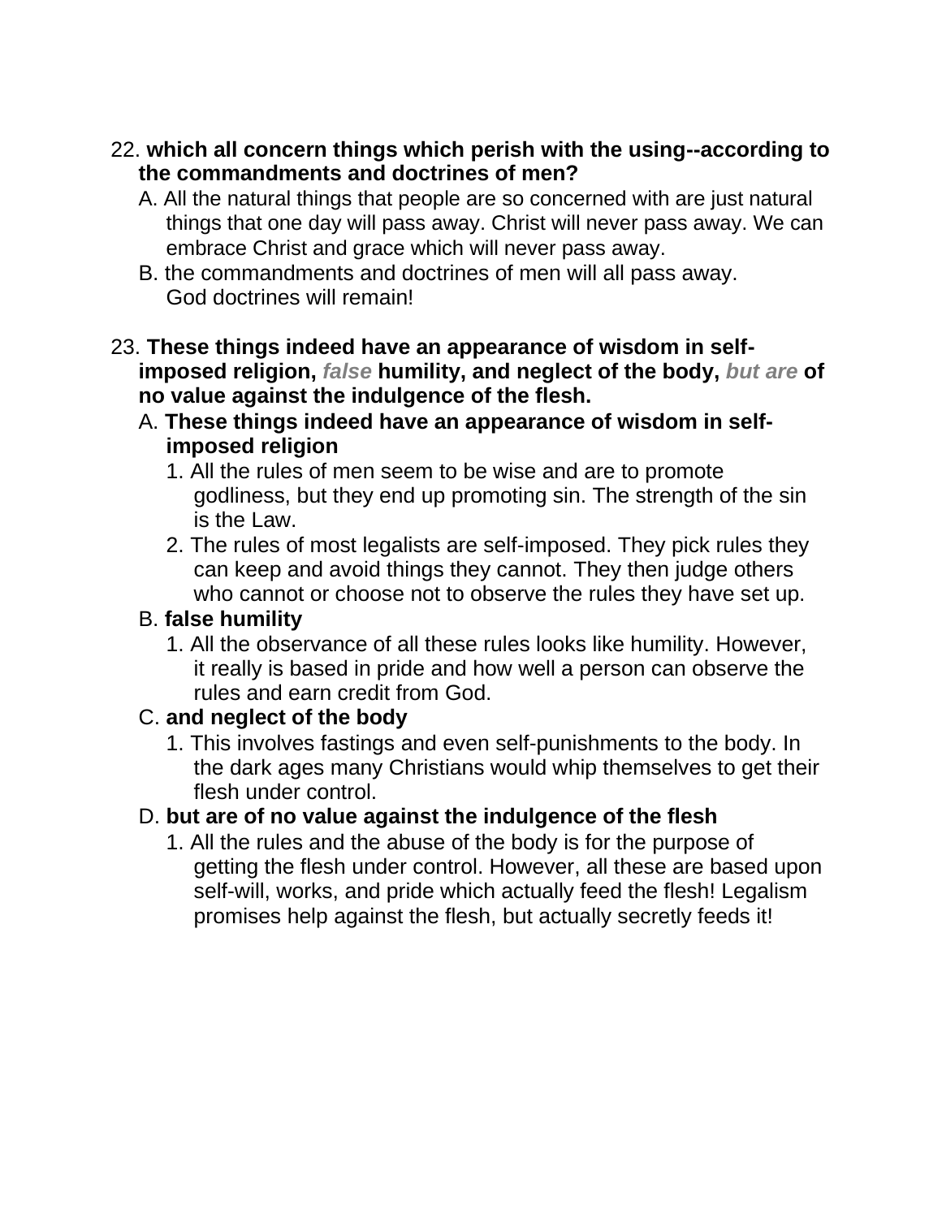22. **which all concern things which perish with the using--according to the commandments and doctrines of men?**
   A. All the natural things that people are so concerned with are just natural things that one day will pass away. Christ will never pass away. We can embrace Christ and grace which will never pass away.
   B. the commandments and doctrines of men will all pass away. God doctrines will remain!

23. **These things indeed have an appearance of wisdom in self-imposed religion, *false* humility, and neglect of the body, *but are* of no value against the indulgence of the flesh.**
   A. **These things indeed have an appearance of wisdom in self-imposed religion**
      1. All the rules of men seem to be wise and are to promote godliness, but they end up promoting sin. The strength of the sin is the Law.
      2. The rules of most legalists are self-imposed. They pick rules they can keep and avoid things they cannot. They then judge others who cannot or choose not to observe the rules they have set up.
   B. **false humility**
      1. All the observance of all these rules looks like humility. However, it really is based in pride and how well a person can observe the rules and earn credit from God.
   C. **and neglect of the body**
      1. This involves fastings and even self-punishments to the body. In the dark ages many Christians would whip themselves to get their flesh under control.
   D. **but are of no value against the indulgence of the flesh**
      1. All the rules and the abuse of the body is for the purpose of getting the flesh under control. However, all these are based upon self-will, works, and pride which actually feed the flesh! Legalism promises help against the flesh, but actually secretly feeds it!